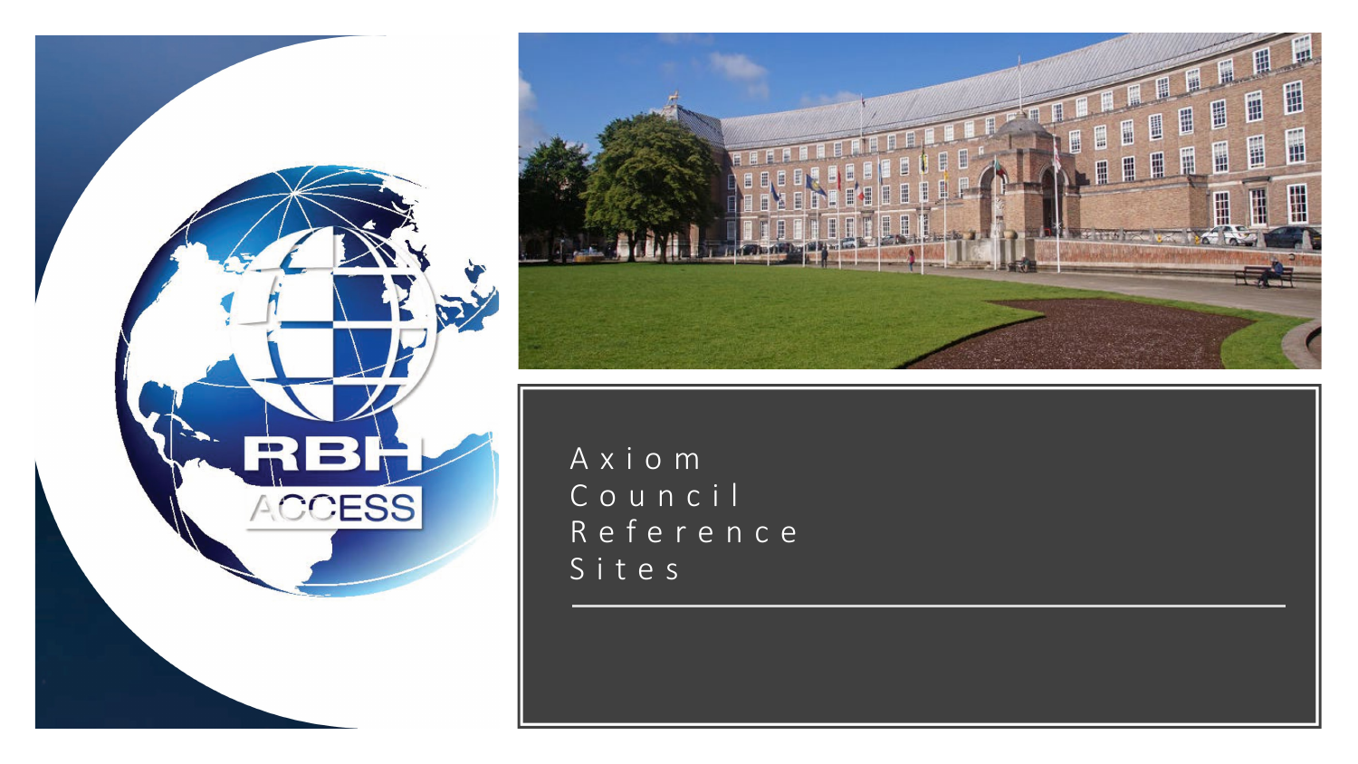# Axiom Council Reference Sites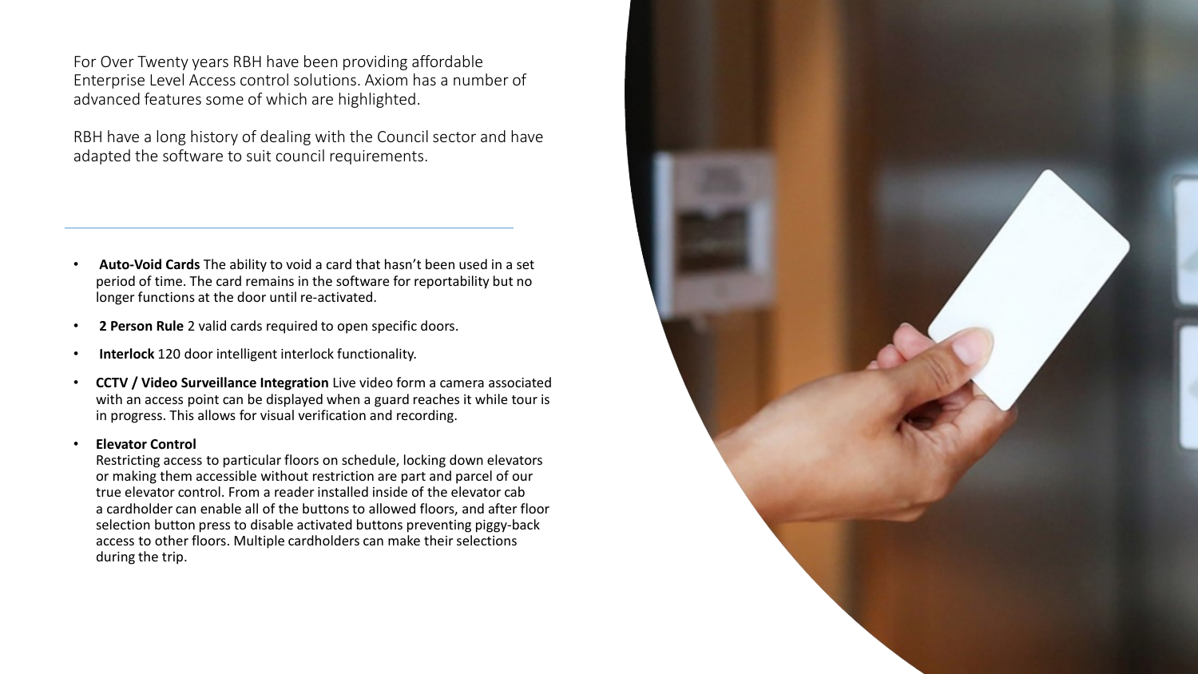For Over Twenty years RBH have been providing affordable Enterprise Level Access control solutions. Axiom has a number of advanced features some of which are highlighted.

RBH have a long history of dealing with the Council sector and have adapted the software to suit council requirements.

---

- **Auto-Void Cards** The ability to void a card that hasn't been used in a set period of time. The card remains in the software for reportability but no longer functions at the door until re-activated.
- **2 Person Rule** 2 valid cards required to open specific doors.
- **Interlock** 120 door intelligent interlock functionality.
- **CCTV / Video Surveillance Integration** Live video form a camera associated with an access point can be displayed when a guard reaches it while tour is in progress. This allows for visual verification and recording.
- **Elevator Control**
  Restricting access to particular floors on schedule, locking down elevators or making them accessible without restriction are part and parcel of our true elevator control. From a reader installed inside of the elevator cab a cardholder can enable all of the buttons to allowed floors, and after floor selection button press to disable activated buttons preventing piggy-back access to other floors. Multiple cardholders can make their selections during the trip.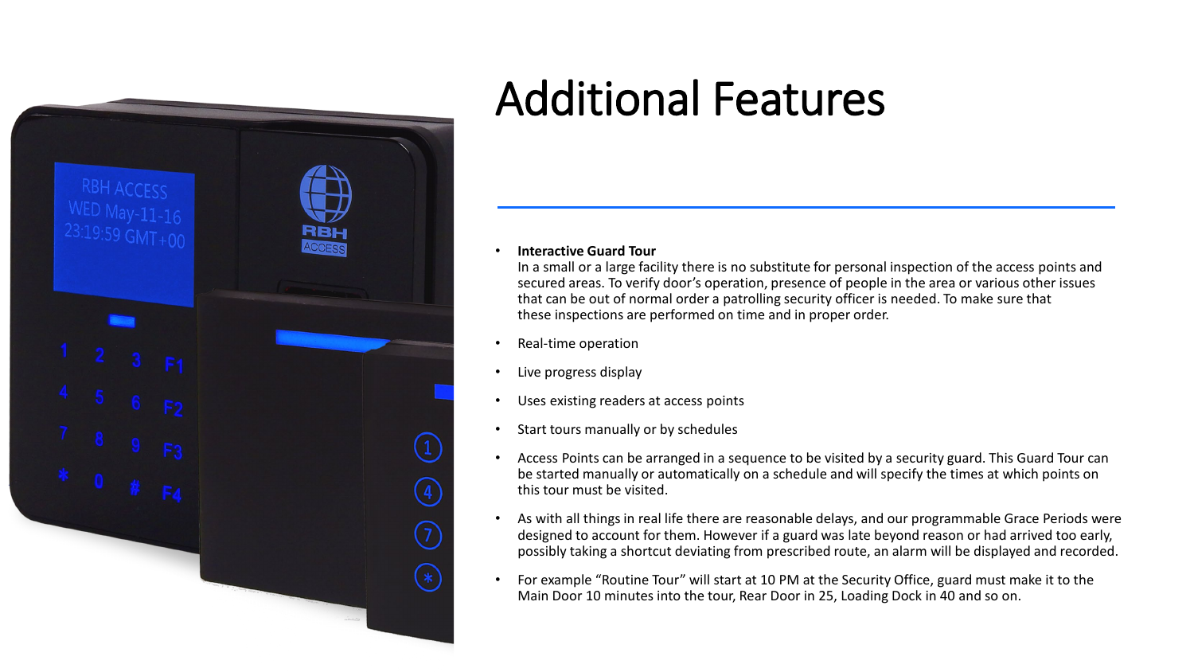# Additional Features

- **Interactive Guard Tour**
  In a small or a large facility there is no substitute for personal inspection of the access points and secured areas. To verify door's operation, presence of people in the area or various other issues that can be out of normal order a patrolling security officer is needed. To make sure that these inspections are performed on time and in proper order.
- Real-time operation
- Live progress display
- Uses existing readers at access points
- Start tours manually or by schedules
- Access Points can be arranged in a sequence to be visited by a security guard. This Guard Tour can be started manually or automatically on a schedule and will specify the times at which points on this tour must be visited.
- As with all things in real life there are reasonable delays, and our programmable Grace Periods were designed to account for them. However if a guard was late beyond reason or had arrived too early, possibly taking a shortcut deviating from prescribed route, an alarm will be displayed and recorded.
- For example "Routine Tour" will start at 10 PM at the Security Office, guard must make it to the Main Door 10 minutes into the tour, Rear Door in 25, Loading Dock in 40 and so on.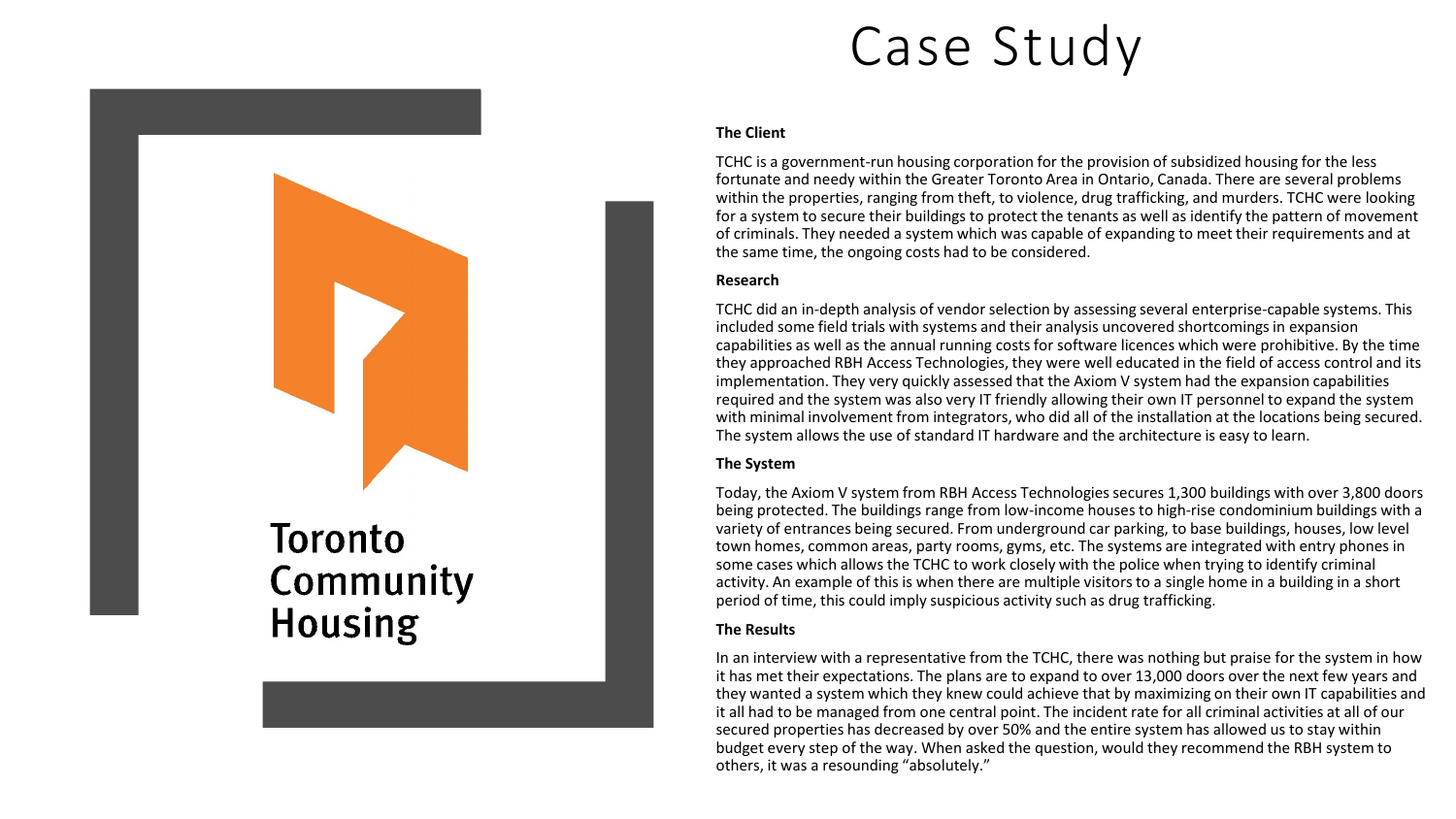# Case Study

Toronto Community Housing

**The Client**

TCHC is a government-run housing corporation for the provision of subsidized housing for the less fortunate and needy within the Greater Toronto Area in Ontario, Canada. There are several problems within the properties, ranging from theft, to violence, drug trafficking, and murders. TCHC were looking for a system to secure their buildings to protect the tenants as well as identify the pattern of movement of criminals. They needed a system which was capable of expanding to meet their requirements and at the same time, the ongoing costs had to be considered.

**Research**

TCHC did an in-depth analysis of vendor selection by assessing several enterprise-capable systems. This included some field trials with systems and their analysis uncovered shortcomings in expansion capabilities as well as the annual running costs for software licences which were prohibitive. By the time they approached RBH Access Technologies, they were well educated in the field of access control and its implementation. They very quickly assessed that the Axiom V system had the expansion capabilities required and the system was also very IT friendly allowing their own IT personnel to expand the system with minimal involvement from integrators, who did all of the installation at the locations being secured. The system allows the use of standard IT hardware and the architecture is easy to learn.

**The System**

Today, the Axiom V system from RBH Access Technologies secures 1,300 buildings with over 3,800 doors being protected. The buildings range from low-income houses to high-rise condominium buildings with a variety of entrances being secured. From underground car parking, to base buildings, houses, low level town homes, common areas, party rooms, gyms, etc. The systems are integrated with entry phones in some cases which allows the TCHC to work closely with the police when trying to identify criminal activity. An example of this is when there are multiple visitors to a single home in a building in a short period of time, this could imply suspicious activity such as drug trafficking.

**The Results**

In an interview with a representative from the TCHC, there was nothing but praise for the system in how it has met their expectations. The plans are to expand to over 13,000 doors over the next few years and they wanted a system which they knew could achieve that by maximizing on their own IT capabilities and it all had to be managed from one central point. The incident rate for all criminal activities at all of our secured properties has decreased by over 50% and the entire system has allowed us to stay within budget every step of the way. When asked the question, would they recommend the RBH system to others, it was a resounding "absolutely."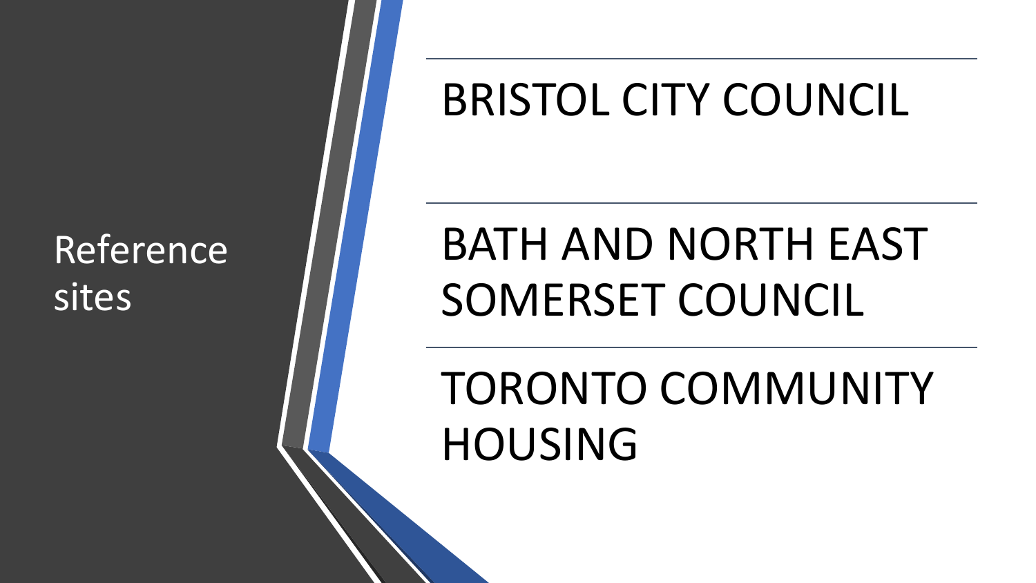# Reference sites

## BRISTOL CITY COUNCIL

## BATH AND NORTH EAST SOMERSET COUNCIL

## TORONTO COMMUNITY HOUSING